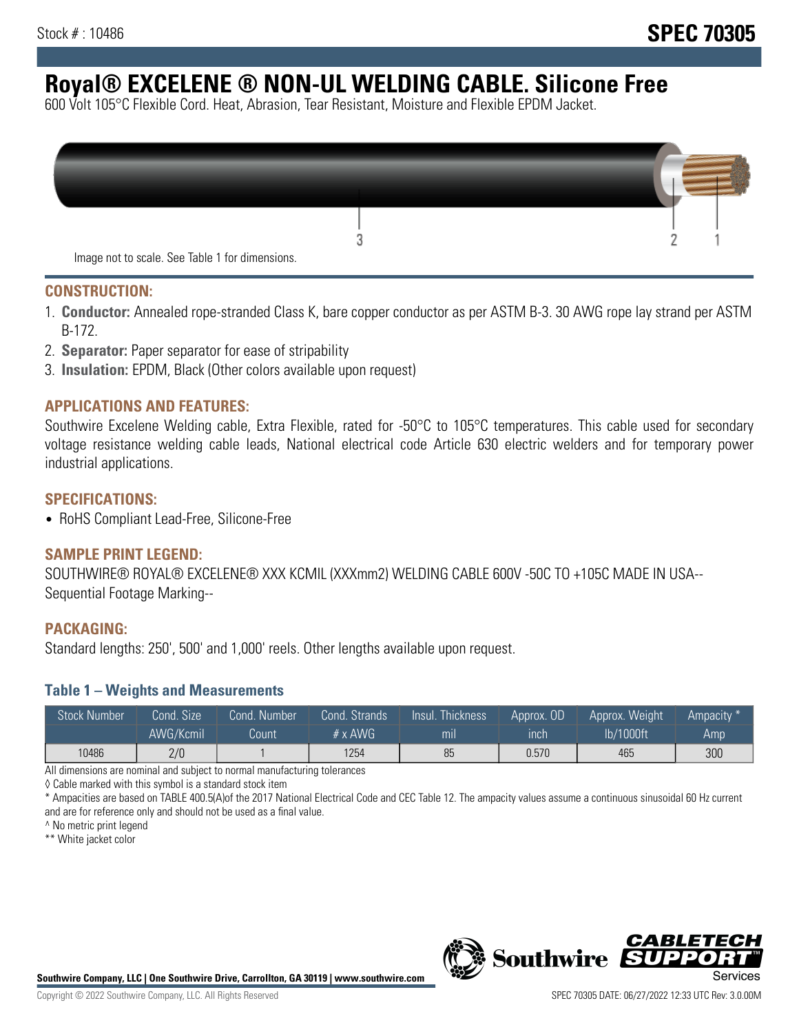Stock # : 10486

# SPEC 70305

# Royal® EXCELENE ® NON-UL WELDING CABLE. Silicone Free

600 Volt 105°C Flexible Cord. Heat, Abrasion, Tear Resistant, Moisture and Flexible EPDM Jacket.

Image not to scale. See Table 1 for dimensions.

## CONSTRUCTION:

1. **Conductor:** Annealed rope-stranded Class K, bare copper conductor as per ASTM B-3. 30 AWG rope lay strand per ASTM B-172.
2. **Separator:** Paper separator for ease of stripability
3. **Insulation:** EPDM, Black (Other colors available upon request)

## APPLICATIONS AND FEATURES:

Southwire Excelene Welding cable, Extra Flexible, rated for -50°C to 105°C temperatures. This cable used for secondary voltage resistance welding cable leads, National electrical code Article 630 electric welders and for temporary power industrial applications.

## SPECIFICATIONS:

- RoHS Compliant Lead-Free, Silicone-Free

## SAMPLE PRINT LEGEND:

SOUTHWIRE® ROYAL® EXCELENE® XXX KCMIL (XXXmm2) WELDING CABLE 600V -50C TO +105C MADE IN USA-- Sequential Footage Marking--

## PACKAGING:

Standard lengths: 250', 500' and 1,000' reels. Other lengths available upon request.

### Table 1 – Weights and Measurements

| Stock Number | Cond. Size | Cond. Number | Cond. Strands | Insul. Thickness | Approx. OD | Approx. Weight | Ampacity * |
|---|---|---|---|---|---|---|---|
| | AWG/Kcmil | Count | # x AWG | mil | inch | lb/1000ft | Amp |
| 10486 | 2/0 | 1 | 1254 | 85 | 0.570 | 465 | 300 |

All dimensions are nominal and subject to normal manufacturing tolerances

◊ Cable marked with this symbol is a standard stock item

* Ampacities are based on TABLE 400.5(A)of the 2017 National Electrical Code and CEC Table 12. The ampacity values assume a continuous sinusoidal 60 Hz current and are for reference only and should not be used as a final value.

^ No metric print legend

** White jacket color

Southwire Company, LLC | One Southwire Drive, Carrollton, GA 30119 | www.southwire.com

Copyright © 2022 Southwire Company, LLC. All Rights Reserved

SPEC 70305 DATE: 06/27/2022 12:33 UTC Rev: 3.0.00M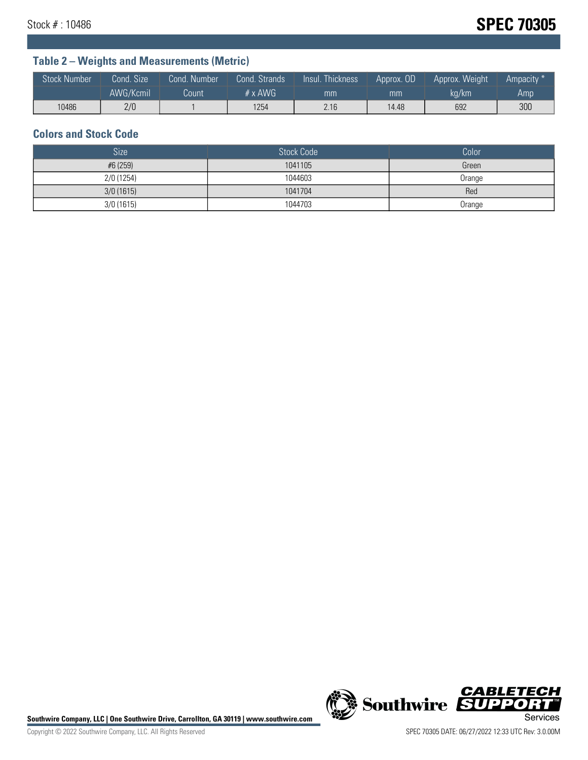## Table 2 – Weights and Measurements (Metric)

| Stock Number | Cond. Size | Cond. Number | Cond. Strands | Insul. Thickness | Approx. OD | Approx. Weight | Ampacity * |
|---|---|---|---|---|---|---|---|
| | AWG/Kcmil | Count | # x AWG | mm | mm | kg/km | Amp |
| 10486 | 2/0 | 1 | 1254 | 2.16 | 14.48 | 692 | 300 |

## Colors and Stock Code

| Size | Stock Code | Color |
|---|---|---|
| #6 (259) | 1041105 | Green |
| 2/0 (1254) | 1044603 | Orange |
| 3/0 (1615) | 1041704 | Red |
| 3/0 (1615) | 1044703 | Orange |

**Southwire Company, LLC | One Southwire Drive, Carrollton, GA 30119 | www.southwire.com**

Copyright © 2022 Southwire Company, LLC. All Rights Reserved

SPEC 70305 DATE: 06/27/2022 12:33 UTC Rev: 3.0.00M